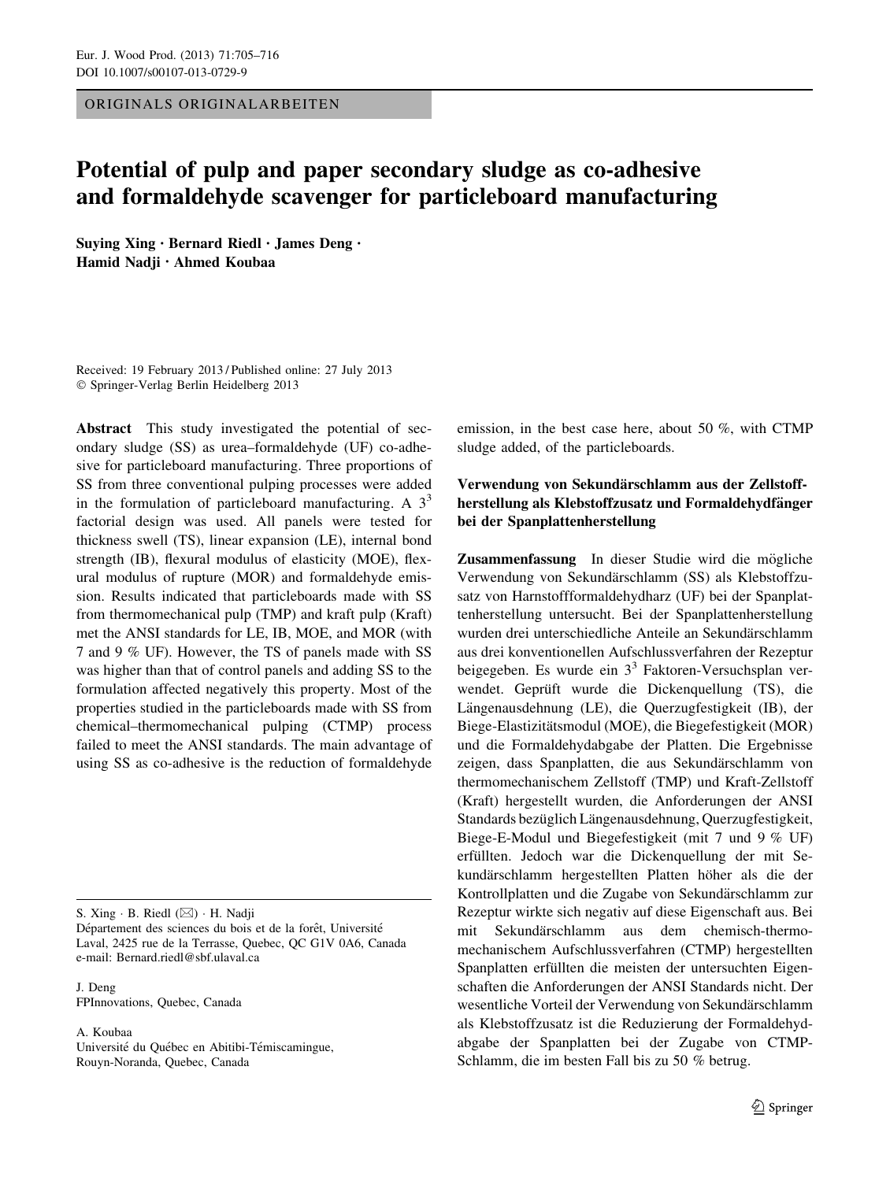ORIGINALS ORIGINALARBEITEN

# Potential of pulp and paper secondary sludge as co-adhesive and formaldehyde scavenger for particleboard manufacturing

**Suying Xing · Bernard Riedl · James Deng · Hamid Nadji · Ahmed Koubaa**

Received: 19 February 2013 / Published online: 27 July 2013
© Springer-Verlag Berlin Heidelberg 2013

**Abstract** This study investigated the potential of secondary sludge (SS) as urea–formaldehyde (UF) co-adhesive for particleboard manufacturing. Three proportions of SS from three conventional pulping processes were added in the formulation of particleboard manufacturing. A $3^3$ factorial design was used. All panels were tested for thickness swell (TS), linear expansion (LE), internal bond strength (IB), flexural modulus of elasticity (MOE), flexural modulus of rupture (MOR) and formaldehyde emission. Results indicated that particleboards made with SS from thermomechanical pulp (TMP) and kraft pulp (Kraft) met the ANSI standards for LE, IB, MOE, and MOR (with 7 and 9 % UF). However, the TS of panels made with SS was higher than that of control panels and adding SS to the formulation affected negatively this property. Most of the properties studied in the particleboards made with SS from chemical–thermomechanical pulping (CTMP) process failed to meet the ANSI standards. The main advantage of using SS as co-adhesive is the reduction of formaldehyde emission, in the best case here, about 50 %, with CTMP sludge added, of the particleboards.

## Verwendung von Sekundärschlamm aus der Zellstoffherstellung als Klebstoffzusatz und Formaldehydfänger bei der Spanplattenherstellung

**Zusammenfassung** In dieser Studie wird die mögliche Verwendung von Sekundärschlamm (SS) als Klebstoffzusatz von Harnstoffformaldehydharz (UF) bei der Spanplattenherstellung untersucht. Bei der Spanplattenherstellung wurden drei unterschiedliche Anteile an Sekundärschlamm aus drei konventionellen Aufschlussverfahren der Rezeptur beigegeben. Es wurde ein $3^3$ Faktoren-Versuchsplan verwendet. Geprüft wurde die Dickenquellung (TS), die Längenausdehnung (LE), die Querzugfestigkeit (IB), der Biege-Elastizitätsmodul (MOE), die Biegefestigkeit (MOR) und die Formaldehydabgabe der Platten. Die Ergebnisse zeigen, dass Spanplatten, die aus Sekundärschlamm von thermomechanischem Zellstoff (TMP) und Kraft-Zellstoff (Kraft) hergestellt wurden, die Anforderungen der ANSI Standards bezüglich Längenausdehnung, Querzugfestigkeit, Biege-E-Modul und Biegefestigkeit (mit 7 und 9 % UF) erfüllten. Jedoch war die Dickenquellung der mit Sekundärschlamm hergestellten Platten höher als die der Kontrollplatten und die Zugabe von Sekundärschlamm zur Rezeptur wirkte sich negativ auf diese Eigenschaft aus. Bei mit Sekundärschlamm aus dem chemisch-thermomechanischem Aufschlussverfahren (CTMP) hergestellten Spanplatten erfüllten die meisten der untersuchten Eigenschaften die Anforderungen der ANSI Standards nicht. Der wesentliche Vorteil der Verwendung von Sekundärschlamm als Klebstoffzusatz ist die Reduzierung der Formaldehydabgabe der Spanplatten bei der Zugabe von CTMP-Schlamm, die im besten Fall bis zu 50 % betrug.

S. Xing · B. Riedl (✉) · H. Nadji
Département des sciences du bois et de la forêt, Université Laval, 2425 rue de la Terrasse, Quebec, QC G1V 0A6, Canada
e-mail: Bernard.riedl@sbf.ulaval.ca

J. Deng
FPInnovations, Quebec, Canada

A. Koubaa
Université du Québec en Abitibi-Témiscamingue, Rouyn-Noranda, Quebec, Canada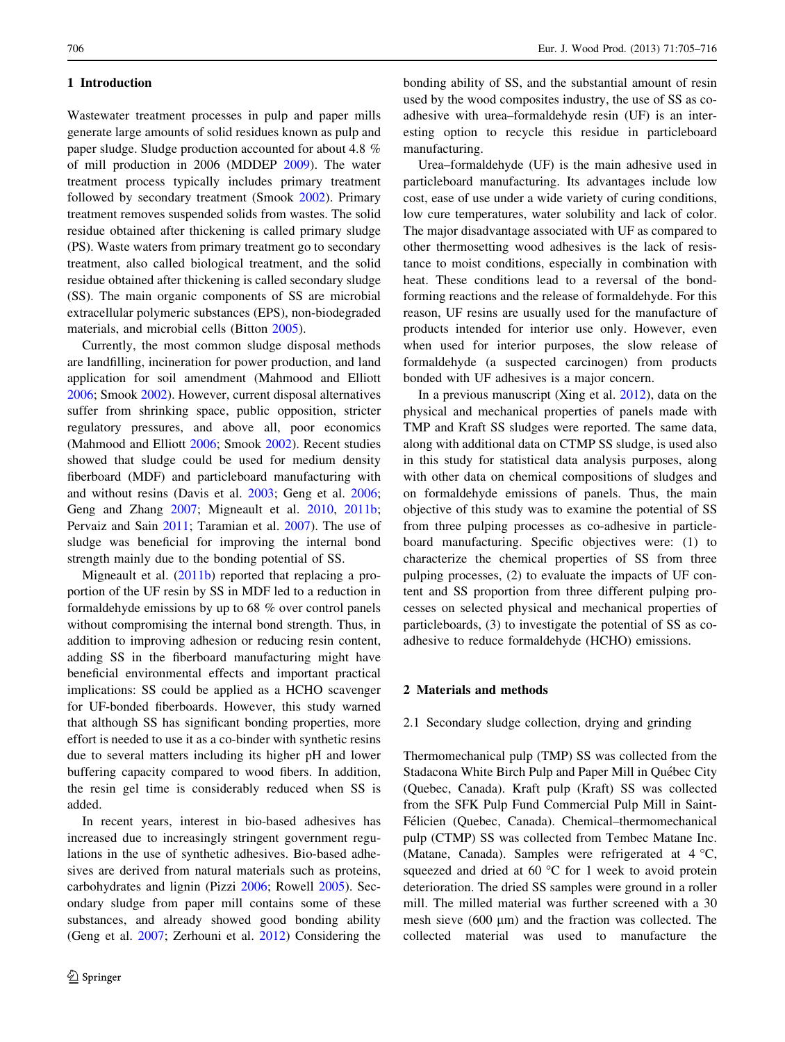## 1 Introduction

Wastewater treatment processes in pulp and paper mills generate large amounts of solid residues known as pulp and paper sludge. Sludge production accounted for about 4.8 % of mill production in 2006 (MDDEP 2009). The water treatment process typically includes primary treatment followed by secondary treatment (Smook 2002). Primary treatment removes suspended solids from wastes. The solid residue obtained after thickening is called primary sludge (PS). Waste waters from primary treatment go to secondary treatment, also called biological treatment, and the solid residue obtained after thickening is called secondary sludge (SS). The main organic components of SS are microbial extracellular polymeric substances (EPS), non-biodegraded materials, and microbial cells (Bitton 2005).

Currently, the most common sludge disposal methods are landfilling, incineration for power production, and land application for soil amendment (Mahmood and Elliott 2006; Smook 2002). However, current disposal alternatives suffer from shrinking space, public opposition, stricter regulatory pressures, and above all, poor economics (Mahmood and Elliott 2006; Smook 2002). Recent studies showed that sludge could be used for medium density fiberboard (MDF) and particleboard manufacturing with and without resins (Davis et al. 2003; Geng et al. 2006; Geng and Zhang 2007; Migneault et al. 2010, 2011b; Pervaiz and Sain 2011; Taramian et al. 2007). The use of sludge was beneficial for improving the internal bond strength mainly due to the bonding potential of SS.

Migneault et al. (2011b) reported that replacing a proportion of the UF resin by SS in MDF led to a reduction in formaldehyde emissions by up to 68 % over control panels without compromising the internal bond strength. Thus, in addition to improving adhesion or reducing resin content, adding SS in the fiberboard manufacturing might have beneficial environmental effects and important practical implications: SS could be applied as a HCHO scavenger for UF-bonded fiberboards. However, this study warned that although SS has significant bonding properties, more effort is needed to use it as a co-binder with synthetic resins due to several matters including its higher pH and lower buffering capacity compared to wood fibers. In addition, the resin gel time is considerably reduced when SS is added.

In recent years, interest in bio-based adhesives has increased due to increasingly stringent government regulations in the use of synthetic adhesives. Bio-based adhesives are derived from natural materials such as proteins, carbohydrates and lignin (Pizzi 2006; Rowell 2005). Secondary sludge from paper mill contains some of these substances, and already showed good bonding ability (Geng et al. 2007; Zerhouni et al. 2012) Considering the bonding ability of SS, and the substantial amount of resin used by the wood composites industry, the use of SS as co-adhesive with urea–formaldehyde resin (UF) is an interesting option to recycle this residue in particleboard manufacturing.

Urea–formaldehyde (UF) is the main adhesive used in particleboard manufacturing. Its advantages include low cost, ease of use under a wide variety of curing conditions, low cure temperatures, water solubility and lack of color. The major disadvantage associated with UF as compared to other thermosetting wood adhesives is the lack of resistance to moist conditions, especially in combination with heat. These conditions lead to a reversal of the bond-forming reactions and the release of formaldehyde. For this reason, UF resins are usually used for the manufacture of products intended for interior use only. However, even when used for interior purposes, the slow release of formaldehyde (a suspected carcinogen) from products bonded with UF adhesives is a major concern.

In a previous manuscript (Xing et al. 2012), data on the physical and mechanical properties of panels made with TMP and Kraft SS sludges were reported. The same data, along with additional data on CTMP SS sludge, is used also in this study for statistical data analysis purposes, along with other data on chemical compositions of sludges and on formaldehyde emissions of panels. Thus, the main objective of this study was to examine the potential of SS from three pulping processes as co-adhesive in particleboard manufacturing. Specific objectives were: (1) to characterize the chemical properties of SS from three pulping processes, (2) to evaluate the impacts of UF content and SS proportion from three different pulping processes on selected physical and mechanical properties of particleboards, (3) to investigate the potential of SS as co-adhesive to reduce formaldehyde (HCHO) emissions.

## 2 Materials and methods

### 2.1 Secondary sludge collection, drying and grinding

Thermomechanical pulp (TMP) SS was collected from the Stadacona White Birch Pulp and Paper Mill in Québec City (Quebec, Canada). Kraft pulp (Kraft) SS was collected from the SFK Pulp Fund Commercial Pulp Mill in Saint-Félicien (Quebec, Canada). Chemical–thermomechanical pulp (CTMP) SS was collected from Tembec Matane Inc. (Matane, Canada). Samples were refrigerated at 4 °C, squeezed and dried at 60 °C for 1 week to avoid protein deterioration. The dried SS samples were ground in a roller mill. The milled material was further screened with a 30 mesh sieve (600 μm) and the fraction was collected. The collected material was used to manufacture the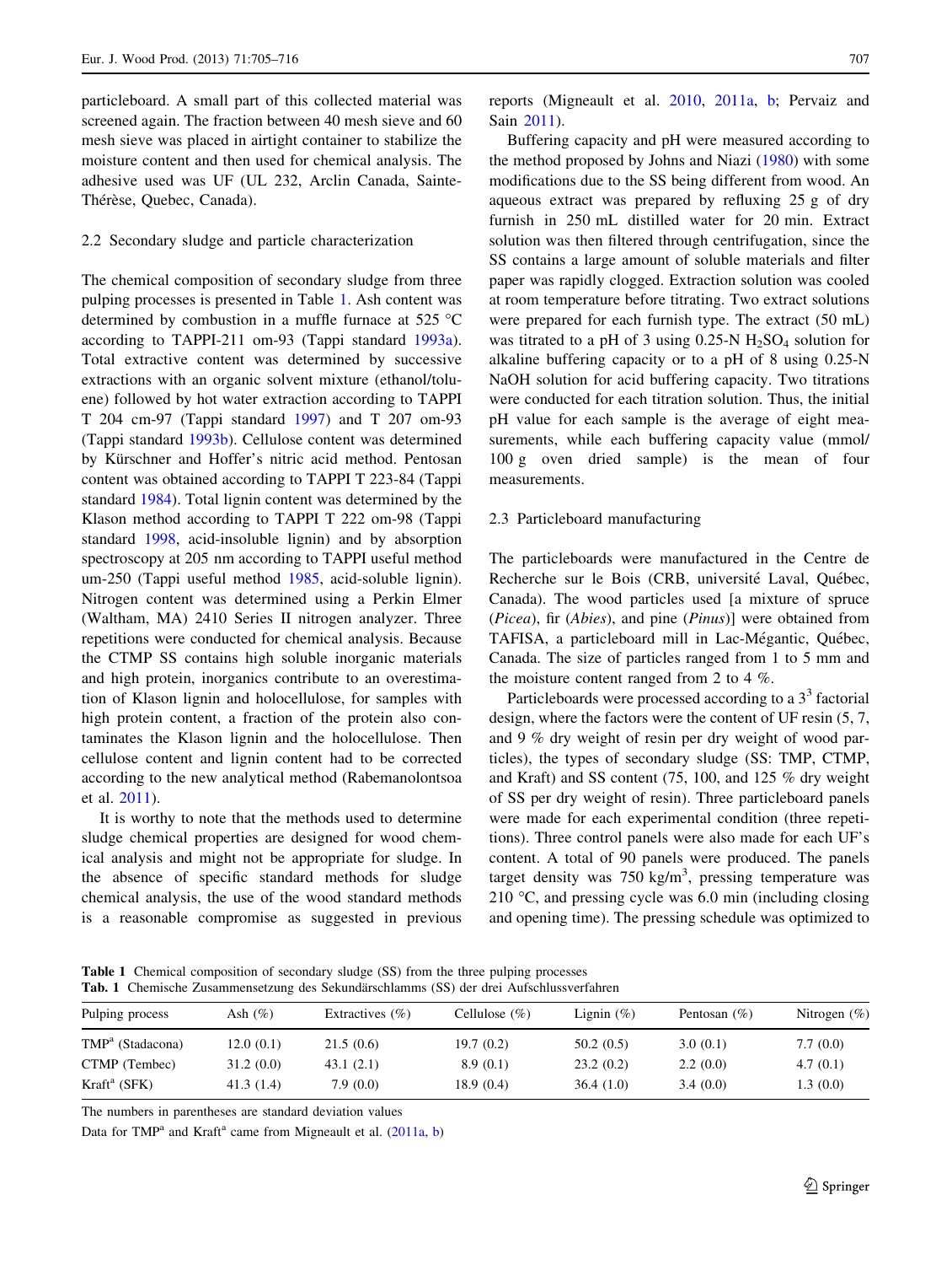particleboard. A small part of this collected material was screened again. The fraction between 40 mesh sieve and 60 mesh sieve was placed in airtight container to stabilize the moisture content and then used for chemical analysis. The adhesive used was UF (UL 232, Arclin Canada, Sainte-Thérèse, Quebec, Canada).

### 2.2 Secondary sludge and particle characterization

The chemical composition of secondary sludge from three pulping processes is presented in Table 1. Ash content was determined by combustion in a muffle furnace at 525 °C according to TAPPI-211 om-93 (Tappi standard 1993a). Total extractive content was determined by successive extractions with an organic solvent mixture (ethanol/toluene) followed by hot water extraction according to TAPPI T 204 cm-97 (Tappi standard 1997) and T 207 om-93 (Tappi standard 1993b). Cellulose content was determined by Kürschner and Hoffer's nitric acid method. Pentosan content was obtained according to TAPPI T 223-84 (Tappi standard 1984). Total lignin content was determined by the Klason method according to TAPPI T 222 om-98 (Tappi standard 1998, acid-insoluble lignin) and by absorption spectroscopy at 205 nm according to TAPPI useful method um-250 (Tappi useful method 1985, acid-soluble lignin). Nitrogen content was determined using a Perkin Elmer (Waltham, MA) 2410 Series II nitrogen analyzer. Three repetitions were conducted for chemical analysis. Because the CTMP SS contains high soluble inorganic materials and high protein, inorganics contribute to an overestimation of Klason lignin and holocellulose, for samples with high protein content, a fraction of the protein also contaminates the Klason lignin and the holocellulose. Then cellulose content and lignin content had to be corrected according to the new analytical method (Rabemanolontsoa et al. 2011).

It is worthy to note that the methods used to determine sludge chemical properties are designed for wood chemical analysis and might not be appropriate for sludge. In the absence of specific standard methods for sludge chemical analysis, the use of the wood standard methods is a reasonable compromise as suggested in previous reports (Migneault et al. 2010, 2011a, b; Pervaiz and Sain 2011).

Buffering capacity and pH were measured according to the method proposed by Johns and Niazi (1980) with some modifications due to the SS being different from wood. An aqueous extract was prepared by refluxing 25 g of dry furnish in 250 mL distilled water for 20 min. Extract solution was then filtered through centrifugation, since the SS contains a large amount of soluble materials and filter paper was rapidly clogged. Extraction solution was cooled at room temperature before titrating. Two extract solutions were prepared for each furnish type. The extract (50 mL) was titrated to a pH of 3 using 0.25-N $H_2SO_4$ solution for alkaline buffering capacity or to a pH of 8 using 0.25-N NaOH solution for acid buffering capacity. Two titrations were conducted for each titration solution. Thus, the initial pH value for each sample is the average of eight measurements, while each buffering capacity value (mmol/100 g oven dried sample) is the mean of four measurements.

### 2.3 Particleboard manufacturing

The particleboards were manufactured in the Centre de Recherche sur le Bois (CRB, université Laval, Québec, Canada). The wood particles used [a mixture of spruce (*Picea*), fir (*Abies*), and pine (*Pinus*)] were obtained from TAFISA, a particleboard mill in Lac-Mégantic, Québec, Canada. The size of particles ranged from 1 to 5 mm and the moisture content ranged from 2 to 4 %.

Particleboards were processed according to a $3^3$ factorial design, where the factors were the content of UF resin (5, 7, and 9 % dry weight of resin per dry weight of wood particles), the types of secondary sludge (SS: TMP, CTMP, and Kraft) and SS content (75, 100, and 125 % dry weight of SS per dry weight of resin). Three particleboard panels were made for each experimental condition (three repetitions). Three control panels were also made for each UF's content. A total of 90 panels were produced. The panels target density was 750 kg/m$^3$, pressing temperature was 210 °C, and pressing cycle was 6.0 min (including closing and opening time). The pressing schedule was optimized to

**Table 1** Chemical composition of secondary sludge (SS) from the three pulping processes
**Tab. 1** Chemische Zusammensetzung des Sekundärschlamms (SS) der drei Aufschlussverfahren

| Pulping process | Ash (%) | Extractives (%) | Cellulose (%) | Lignin (%) | Pentosan (%) | Nitrogen (%) |
|---|---|---|---|---|---|---|
| TMP[a] (Stadacona) | 12.0 (0.1) | 21.5 (0.6) | 19.7 (0.2) | 50.2 (0.5) | 3.0 (0.1) | 7.7 (0.0) |
| CTMP (Tembec) | 31.2 (0.0) | 43.1 (2.1) | 8.9 (0.1) | 23.2 (0.2) | 2.2 (0.0) | 4.7 (0.1) |
| Kraft[a] (SFK) | 41.3 (1.4) | 7.9 (0.0) | 18.9 (0.4) | 36.4 (1.0) | 3.4 (0.0) | 1.3 (0.0) |

The numbers in parentheses are standard deviation values

Data for TMP[a] and Kraft[a] came from Migneault et al. (2011a, b)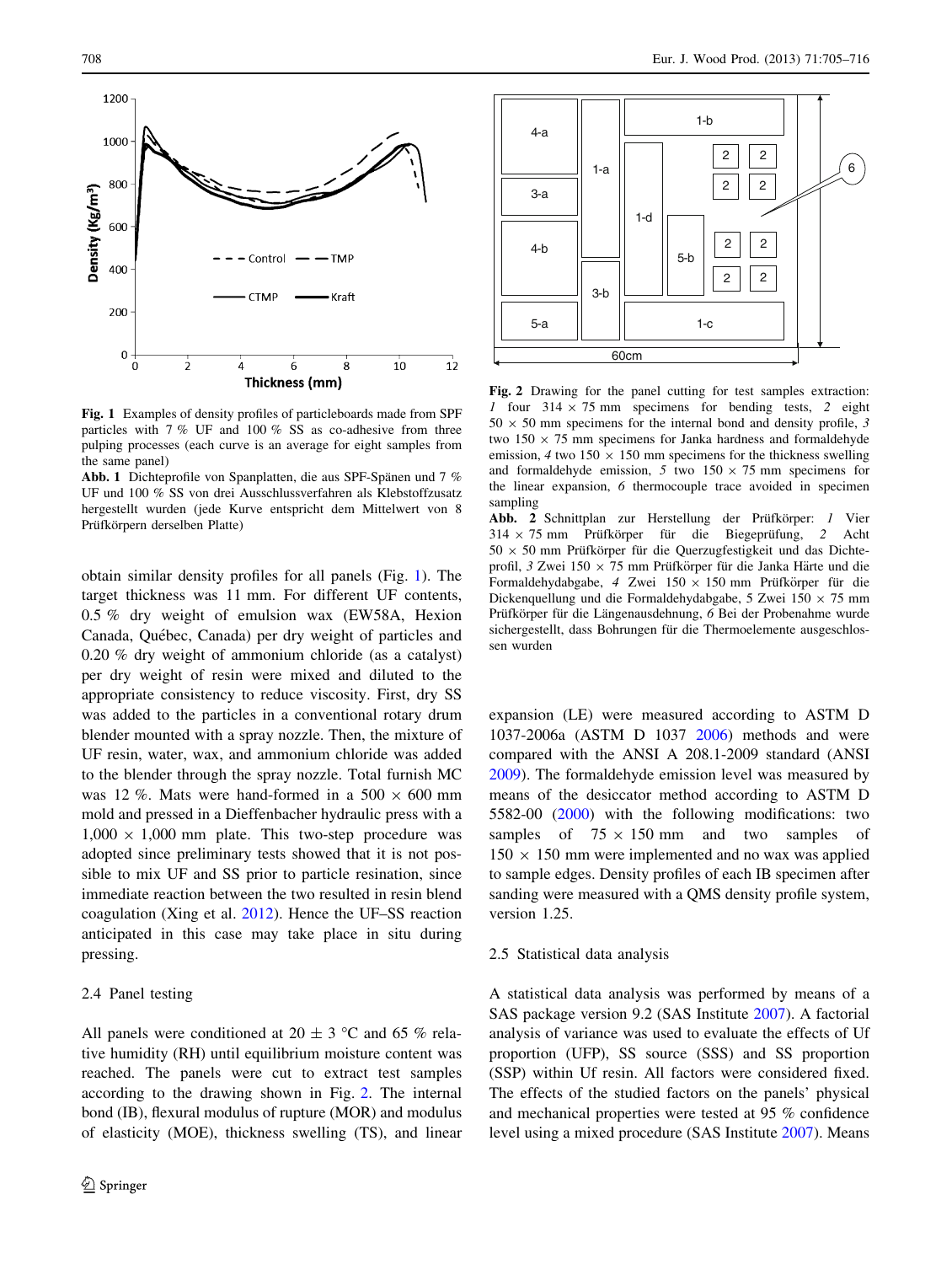**Fig. 1** Examples of density profiles of particleboards made from SPF particles with 7 % UF and 100 % SS as co-adhesive from three pulping processes (each curve is an average for eight samples from the same panel)

**Abb. 1** Dichteprofile von Spanplatten, die aus SPF-Spänen und 7 % UF und 100 % SS von drei Ausschlussverfahren als Klebstoffzusatz hergestellt wurden (jede Kurve entspricht dem Mittelwert von 8 Prüfkörpern derselben Platte)

**Fig. 2** Drawing for the panel cutting for test samples extraction: *1* four 314 × 75 mm specimens for bending tests, *2* eight 50 × 50 mm specimens for the internal bond and density profile, *3* two 150 × 75 mm specimens for Janka hardness and formaldehyde emission, *4* two 150 × 150 mm specimens for the thickness swelling and formaldehyde emission, *5* two 150 × 75 mm specimens for the linear expansion, *6* thermocouple trace avoided in specimen sampling

**Abb. 2** Schnittplan zur Herstellung der Prüfkörper: *1* Vier 314 × 75 mm Prüfkörper für die Biegeprüfung, *2* Acht 50 × 50 mm Prüfkörper für die Querzugfestigkeit und das Dichteprofil, *3* Zwei 150 × 75 mm Prüfkörper für die Janka Härte und die Formaldehydabgabe, *4* Zwei 150 × 150 mm Prüfkörper für die Dickenquellung und die Formaldehydabgabe, 5 Zwei 150 × 75 mm Prüfkörper für die Längenausdehnung, *6* Bei der Probenahme wurde sichergestellt, dass Bohrungen für die Thermoelemente ausgeschlossen wurden

obtain similar density profiles for all panels (Fig. 1). The target thickness was 11 mm. For different UF contents, 0.5 % dry weight of emulsion wax (EW58A, Hexion Canada, Québec, Canada) per dry weight of particles and 0.20 % dry weight of ammonium chloride (as a catalyst) per dry weight of resin were mixed and diluted to the appropriate consistency to reduce viscosity. First, dry SS was added to the particles in a conventional rotary drum blender mounted with a spray nozzle. Then, the mixture of UF resin, water, wax, and ammonium chloride was added to the blender through the spray nozzle. Total furnish MC was 12 %. Mats were hand-formed in a 500 × 600 mm mold and pressed in a Dieffenbacher hydraulic press with a 1,000 × 1,000 mm plate. This two-step procedure was adopted since preliminary tests showed that it is not possible to mix UF and SS prior to particle resination, since immediate reaction between the two resulted in resin blend coagulation (Xing et al. 2012). Hence the UF–SS reaction anticipated in this case may take place in situ during pressing.

### 2.4 Panel testing

All panels were conditioned at 20 ± 3 °C and 65 % relative humidity (RH) until equilibrium moisture content was reached. The panels were cut to extract test samples according to the drawing shown in Fig. 2. The internal bond (IB), flexural modulus of rupture (MOR) and modulus of elasticity (MOE), thickness swelling (TS), and linear expansion (LE) were measured according to ASTM D 1037-2006a (ASTM D 1037 2006) methods and were compared with the ANSI A 208.1-2009 standard (ANSI 2009). The formaldehyde emission level was measured by means of the desiccator method according to ASTM D 5582-00 (2000) with the following modifications: two samples of 75 × 150 mm and two samples of 150 × 150 mm were implemented and no wax was applied to sample edges. Density profiles of each IB specimen after sanding were measured with a QMS density profile system, version 1.25.

### 2.5 Statistical data analysis

A statistical data analysis was performed by means of a SAS package version 9.2 (SAS Institute 2007). A factorial analysis of variance was used to evaluate the effects of Uf proportion (UFP), SS source (SSS) and SS proportion (SSP) within Uf resin. All factors were considered fixed. The effects of the studied factors on the panels' physical and mechanical properties were tested at 95 % confidence level using a mixed procedure (SAS Institute 2007). Means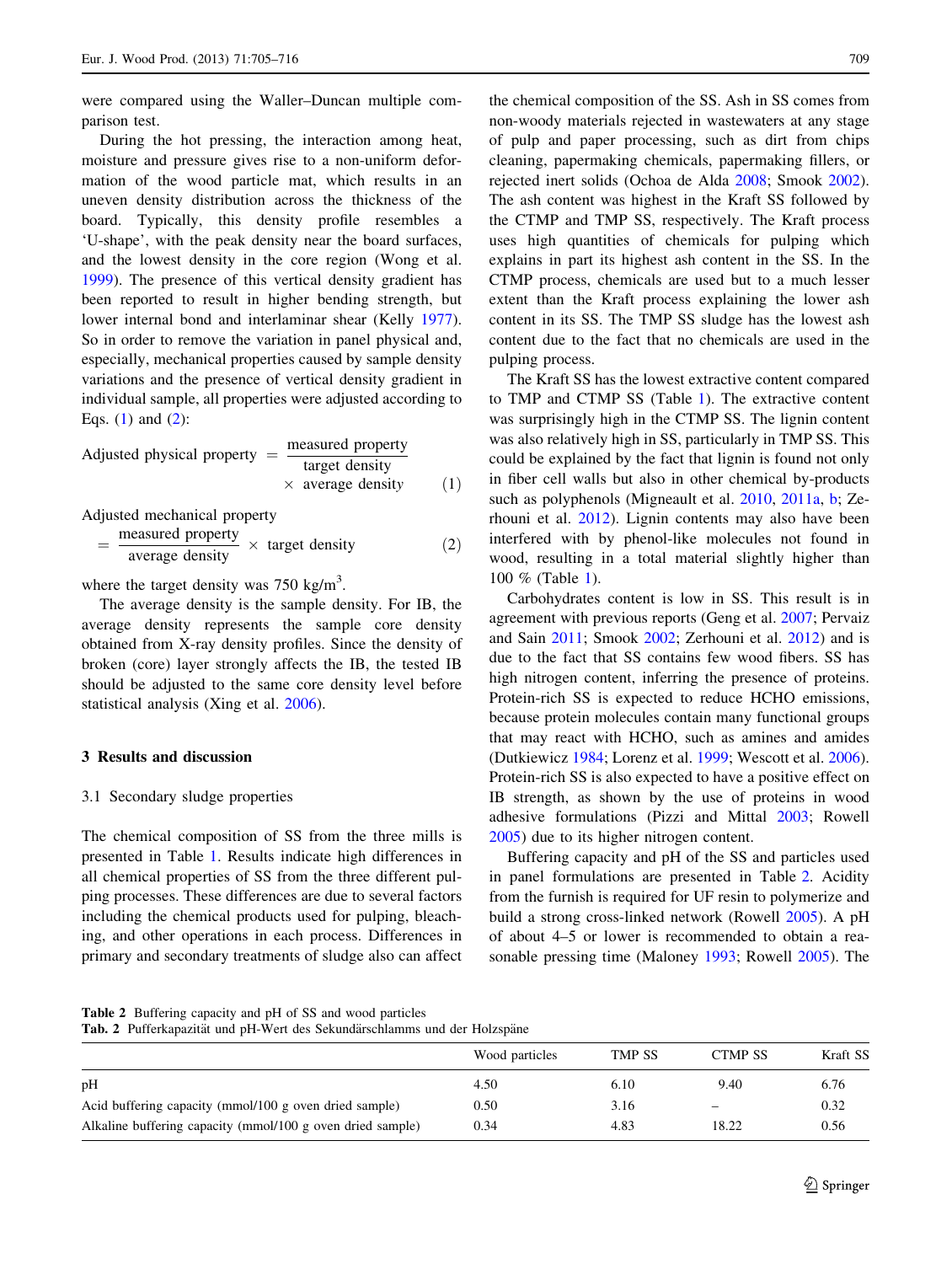were compared using the Waller–Duncan multiple comparison test.

During the hot pressing, the interaction among heat, moisture and pressure gives rise to a non-uniform deformation of the wood particle mat, which results in an uneven density distribution across the thickness of the board. Typically, this density profile resembles a 'U-shape', with the peak density near the board surfaces, and the lowest density in the core region (Wong et al. 1999). The presence of this vertical density gradient has been reported to result in higher bending strength, but lower internal bond and interlaminar shear (Kelly 1977). So in order to remove the variation in panel physical and, especially, mechanical properties caused by sample density variations and the presence of vertical density gradient in individual sample, all properties were adjusted according to Eqs. (1) and (2):

$$\text{Adjusted physical property} = \frac{\text{measured property}}{\text{target density}} \times \text{average density} \quad (1)$$

$$\text{Adjusted mechanical property} = \frac{\text{measured property}}{\text{average density}} \times \text{target density} \quad (2)$$

where the target density was 750 kg/m$^3$.

The average density is the sample density. For IB, the average density represents the sample core density obtained from X-ray density profiles. Since the density of broken (core) layer strongly affects the IB, the tested IB should be adjusted to the same core density level before statistical analysis (Xing et al. 2006).

## 3 Results and discussion

### 3.1 Secondary sludge properties

The chemical composition of SS from the three mills is presented in Table 1. Results indicate high differences in all chemical properties of SS from the three different pulping processes. These differences are due to several factors including the chemical products used for pulping, bleaching, and other operations in each process. Differences in primary and secondary treatments of sludge also can affect the chemical composition of the SS. Ash in SS comes from non-woody materials rejected in wastewaters at any stage of pulp and paper processing, such as dirt from chips cleaning, papermaking chemicals, papermaking fillers, or rejected inert solids (Ochoa de Alda 2008; Smook 2002). The ash content was highest in the Kraft SS followed by the CTMP and TMP SS, respectively. The Kraft process uses high quantities of chemicals for pulping which explains in part its highest ash content in the SS. In the CTMP process, chemicals are used but to a much lesser extent than the Kraft process explaining the lower ash content in its SS. The TMP SS sludge has the lowest ash content due to the fact that no chemicals are used in the pulping process.

The Kraft SS has the lowest extractive content compared to TMP and CTMP SS (Table 1). The extractive content was surprisingly high in the CTMP SS. The lignin content was also relatively high in SS, particularly in TMP SS. This could be explained by the fact that lignin is found not only in fiber cell walls but also in other chemical by-products such as polyphenols (Migneault et al. 2010, 2011a, b; Zerhouni et al. 2012). Lignin contents may also have been interfered with by phenol-like molecules not found in wood, resulting in a total material slightly higher than 100 % (Table 1).

Carbohydrates content is low in SS. This result is in agreement with previous reports (Geng et al. 2007; Pervaiz and Sain 2011; Smook 2002; Zerhouni et al. 2012) and is due to the fact that SS contains few wood fibers. SS has high nitrogen content, inferring the presence of proteins. Protein-rich SS is expected to reduce HCHO emissions, because protein molecules contain many functional groups that may react with HCHO, such as amines and amides (Dutkiewicz 1984; Lorenz et al. 1999; Wescott et al. 2006). Protein-rich SS is also expected to have a positive effect on IB strength, as shown by the use of proteins in wood adhesive formulations (Pizzi and Mittal 2003; Rowell 2005) due to its higher nitrogen content.

Buffering capacity and pH of the SS and particles used in panel formulations are presented in Table 2. Acidity from the furnish is required for UF resin to polymerize and build a strong cross-linked network (Rowell 2005). A pH of about 4–5 or lower is recommended to obtain a reasonable pressing time (Maloney 1993; Rowell 2005). The

**Table 2** Buffering capacity and pH of SS and wood particles
**Tab. 2** Pufferkapazität und pH-Wert des Sekundärschlamms und der Holzspäne

| | Wood particles | TMP SS | CTMP SS | Kraft SS |
|---|---|---|---|---|
| pH | 4.50 | 6.10 | 9.40 | 6.76 |
| Acid buffering capacity (mmol/100 g oven dried sample) | 0.50 | 3.16 | – | 0.32 |
| Alkaline buffering capacity (mmol/100 g oven dried sample) | 0.34 | 4.83 | 18.22 | 0.56 |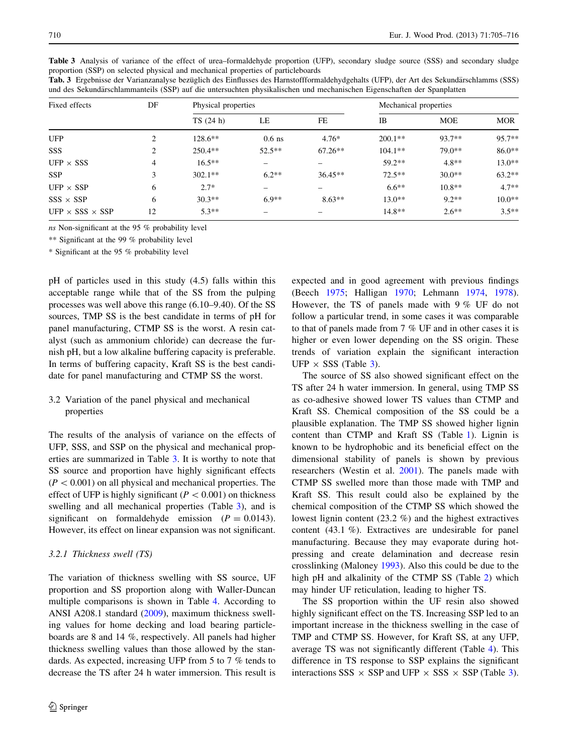**Table 3** Analysis of variance of the effect of urea–formaldehyde proportion (UFP), secondary sludge source (SSS) and secondary sludge proportion (SSP) on selected physical and mechanical properties of particleboards

**Tab. 3** Ergebnisse der Varianzanalyse bezüglich des Einflusses des Harnstoffformaldehydgehalts (UFP), der Art des Sekundärschlamms (SSS) und des Sekundärschlammanteils (SSP) auf die untersuchten physikalischen und mechanischen Eigenschaften der Spanplatten

| Fixed effects | DF | Physical properties | | | Mechanical properties | | |
|---|---|---|---|---|---|---|---|
| | | TS (24 h) | LE | FE | IB | MOE | MOR |
| UFP | 2 | 128.6** | 0.6 ns | 4.76* | 200.1** | 93.7** | 95.7** |
| SSS | 2 | 250.4** | 52.5** | 67.26** | 104.1** | 79.0** | 86.0** |
| UFP × SSS | 4 | 16.5** | – | – | 59.2** | 4.8** | 13.0** |
| SSP | 3 | 302.1** | 6.2** | 36.45** | 72.5** | 30.0** | 63.2** |
| UFP × SSP | 6 | 2.7* | – | – | 6.6** | 10.8** | 4.7** |
| SSS × SSP | 6 | 30.3** | 6.9** | 8.63** | 13.0** | 9.2** | 10.0** |
| UFP × SSS × SSP | 12 | 5.3** | – | – | 14.8** | 2.6** | 3.5** |

*ns* Non-significant at the 95 % probability level

** Significant at the 99 % probability level

\* Significant at the 95 % probability level

pH of particles used in this study (4.5) falls within this acceptable range while that of the SS from the pulping processes was well above this range (6.10–9.40). Of the SS sources, TMP SS is the best candidate in terms of pH for panel manufacturing, CTMP SS is the worst. A resin catalyst (such as ammonium chloride) can decrease the furnish pH, but a low alkaline buffering capacity is preferable. In terms of buffering capacity, Kraft SS is the best candidate for panel manufacturing and CTMP SS the worst.

## 3.2 Variation of the panel physical and mechanical properties

The results of the analysis of variance on the effects of UFP, SSS, and SSP on the physical and mechanical properties are summarized in Table 3. It is worthy to note that SS source and proportion have highly significant effects ($P < 0.001$) on all physical and mechanical properties. The effect of UFP is highly significant ($P < 0.001$) on thickness swelling and all mechanical properties (Table 3), and is significant on formaldehyde emission ($P = 0.0143$). However, its effect on linear expansion was not significant.

### 3.2.1 Thickness swell (TS)

The variation of thickness swelling with SS source, UF proportion and SS proportion along with Waller-Duncan multiple comparisons is shown in Table 4. According to ANSI A208.1 standard (2009), maximum thickness swelling values for home decking and load bearing particleboards are 8 and 14 %, respectively. All panels had higher thickness swelling values than those allowed by the standards. As expected, increasing UFP from 5 to 7 % tends to decrease the TS after 24 h water immersion. This result is expected and in good agreement with previous findings (Beech 1975; Halligan 1970; Lehmann 1974, 1978). However, the TS of panels made with 9 % UF do not follow a particular trend, in some cases it was comparable to that of panels made from 7 % UF and in other cases it is higher or even lower depending on the SS origin. These trends of variation explain the significant interaction UFP × SSS (Table 3).

The source of SS also showed significant effect on the TS after 24 h water immersion. In general, using TMP SS as co-adhesive showed lower TS values than CTMP and Kraft SS. Chemical composition of the SS could be a plausible explanation. The TMP SS showed higher lignin content than CTMP and Kraft SS (Table 1). Lignin is known to be hydrophobic and its beneficial effect on the dimensional stability of panels is shown by previous researchers (Westin et al. 2001). The panels made with CTMP SS swelled more than those made with TMP and Kraft SS. This result could also be explained by the chemical composition of the CTMP SS which showed the lowest lignin content (23.2 %) and the highest extractives content (43.1 %). Extractives are undesirable for panel manufacturing. Because they may evaporate during hot-pressing and create delamination and decrease resin crosslinking (Maloney 1993). Also this could be due to the high pH and alkalinity of the CTMP SS (Table 2) which may hinder UF reticulation, leading to higher TS.

The SS proportion within the UF resin also showed highly significant effect on the TS. Increasing SSP led to an important increase in the thickness swelling in the case of TMP and CTMP SS. However, for Kraft SS, at any UFP, average TS was not significantly different (Table 4). This difference in TS response to SSP explains the significant interactions SSS × SSP and UFP × SSS × SSP (Table 3).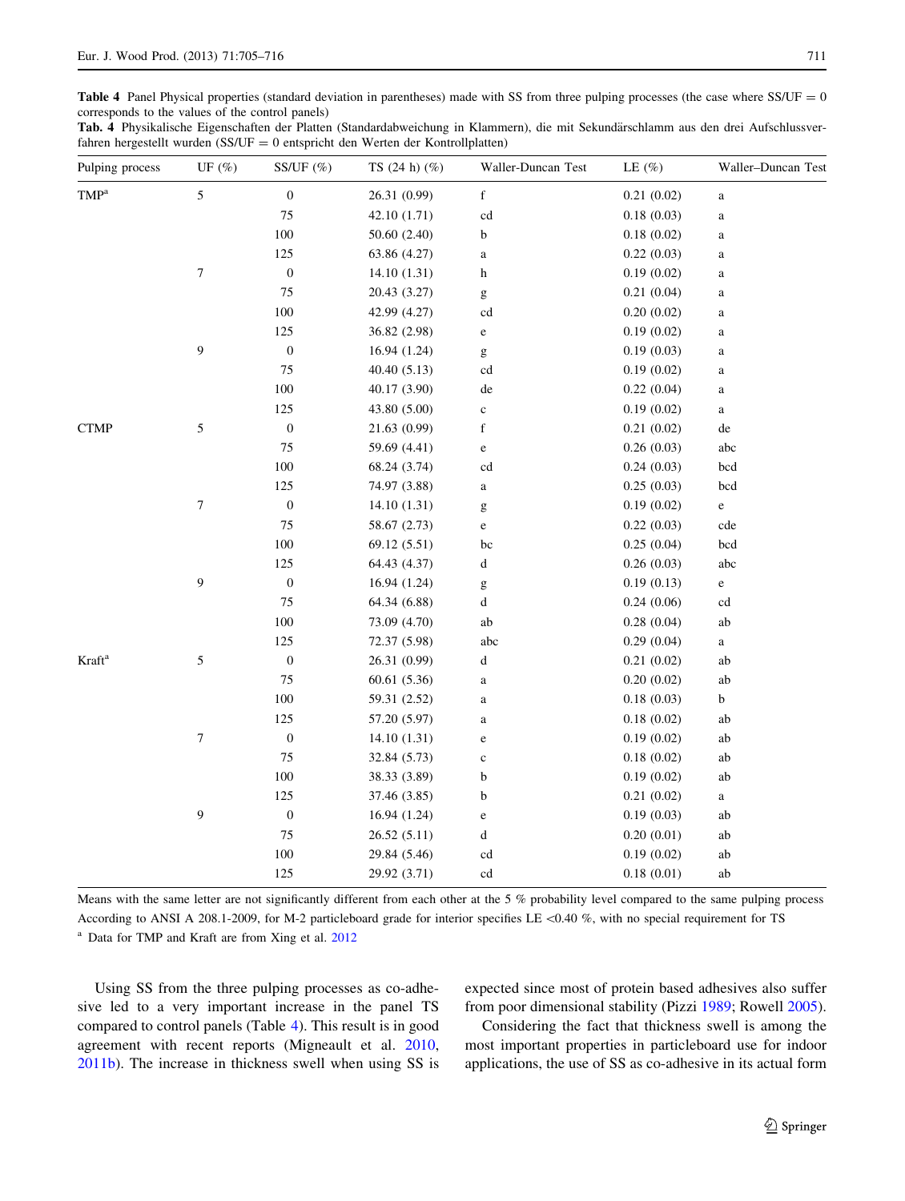**Table 4** Panel Physical properties (standard deviation in parentheses) made with SS from three pulping processes (the case where SS/UF = 0 corresponds to the values of the control panels)

**Tab. 4** Physikalische Eigenschaften der Platten (Standardabweichung in Klammern), die mit Sekundärschlamm aus den drei Aufschlussverfahren hergestellt wurden (SS/UF = 0 entspricht den Werten der Kontrollplatten)

| Pulping process | UF (%) | SS/UF (%) | TS (24 h) (%) | Waller-Duncan Test | LE (%) | Waller–Duncan Test |
|---|---|---|---|---|---|---|
| TMP[a] | 5 | 0 | 26.31 (0.99) | f | 0.21 (0.02) | a |
| | | 75 | 42.10 (1.71) | cd | 0.18 (0.03) | a |
| | | 100 | 50.60 (2.40) | b | 0.18 (0.02) | a |
| | | 125 | 63.86 (4.27) | a | 0.22 (0.03) | a |
| | 7 | 0 | 14.10 (1.31) | h | 0.19 (0.02) | a |
| | | 75 | 20.43 (3.27) | g | 0.21 (0.04) | a |
| | | 100 | 42.99 (4.27) | cd | 0.20 (0.02) | a |
| | | 125 | 36.82 (2.98) | e | 0.19 (0.02) | a |
| | 9 | 0 | 16.94 (1.24) | g | 0.19 (0.03) | a |
| | | 75 | 40.40 (5.13) | cd | 0.19 (0.02) | a |
| | | 100 | 40.17 (3.90) | de | 0.22 (0.04) | a |
| | | 125 | 43.80 (5.00) | c | 0.19 (0.02) | a |
| CTMP | 5 | 0 | 21.63 (0.99) | f | 0.21 (0.02) | de |
| | | 75 | 59.69 (4.41) | e | 0.26 (0.03) | abc |
| | | 100 | 68.24 (3.74) | cd | 0.24 (0.03) | bcd |
| | | 125 | 74.97 (3.88) | a | 0.25 (0.03) | bcd |
| | 7 | 0 | 14.10 (1.31) | g | 0.19 (0.02) | e |
| | | 75 | 58.67 (2.73) | e | 0.22 (0.03) | cde |
| | | 100 | 69.12 (5.51) | bc | 0.25 (0.04) | bcd |
| | | 125 | 64.43 (4.37) | d | 0.26 (0.03) | abc |
| | 9 | 0 | 16.94 (1.24) | g | 0.19 (0.13) | e |
| | | 75 | 64.34 (6.88) | d | 0.24 (0.06) | cd |
| | | 100 | 73.09 (4.70) | ab | 0.28 (0.04) | ab |
| | | 125 | 72.37 (5.98) | abc | 0.29 (0.04) | a |
| Kraft[a] | 5 | 0 | 26.31 (0.99) | d | 0.21 (0.02) | ab |
| | | 75 | 60.61 (5.36) | a | 0.20 (0.02) | ab |
| | | 100 | 59.31 (2.52) | a | 0.18 (0.03) | b |
| | | 125 | 57.20 (5.97) | a | 0.18 (0.02) | ab |
| | 7 | 0 | 14.10 (1.31) | e | 0.19 (0.02) | ab |
| | | 75 | 32.84 (5.73) | c | 0.18 (0.02) | ab |
| | | 100 | 38.33 (3.89) | b | 0.19 (0.02) | ab |
| | | 125 | 37.46 (3.85) | b | 0.21 (0.02) | a |
| | 9 | 0 | 16.94 (1.24) | e | 0.19 (0.03) | ab |
| | | 75 | 26.52 (5.11) | d | 0.20 (0.01) | ab |
| | | 100 | 29.84 (5.46) | cd | 0.19 (0.02) | ab |
| | | 125 | 29.92 (3.71) | cd | 0.18 (0.01) | ab |

Means with the same letter are not significantly different from each other at the 5 % probability level compared to the same pulping process

According to ANSI A 208.1-2009, for M-2 particleboard grade for interior specifies LE <0.40 %, with no special requirement for TS

[a] Data for TMP and Kraft are from Xing et al. 2012

Using SS from the three pulping processes as co-adhesive led to a very important increase in the panel TS compared to control panels (Table 4). This result is in good agreement with recent reports (Migneault et al. 2010, 2011b). The increase in thickness swell when using SS is expected since most of protein based adhesives also suffer from poor dimensional stability (Pizzi 1989; Rowell 2005).

Considering the fact that thickness swell is among the most important properties in particleboard use for indoor applications, the use of SS as co-adhesive in its actual form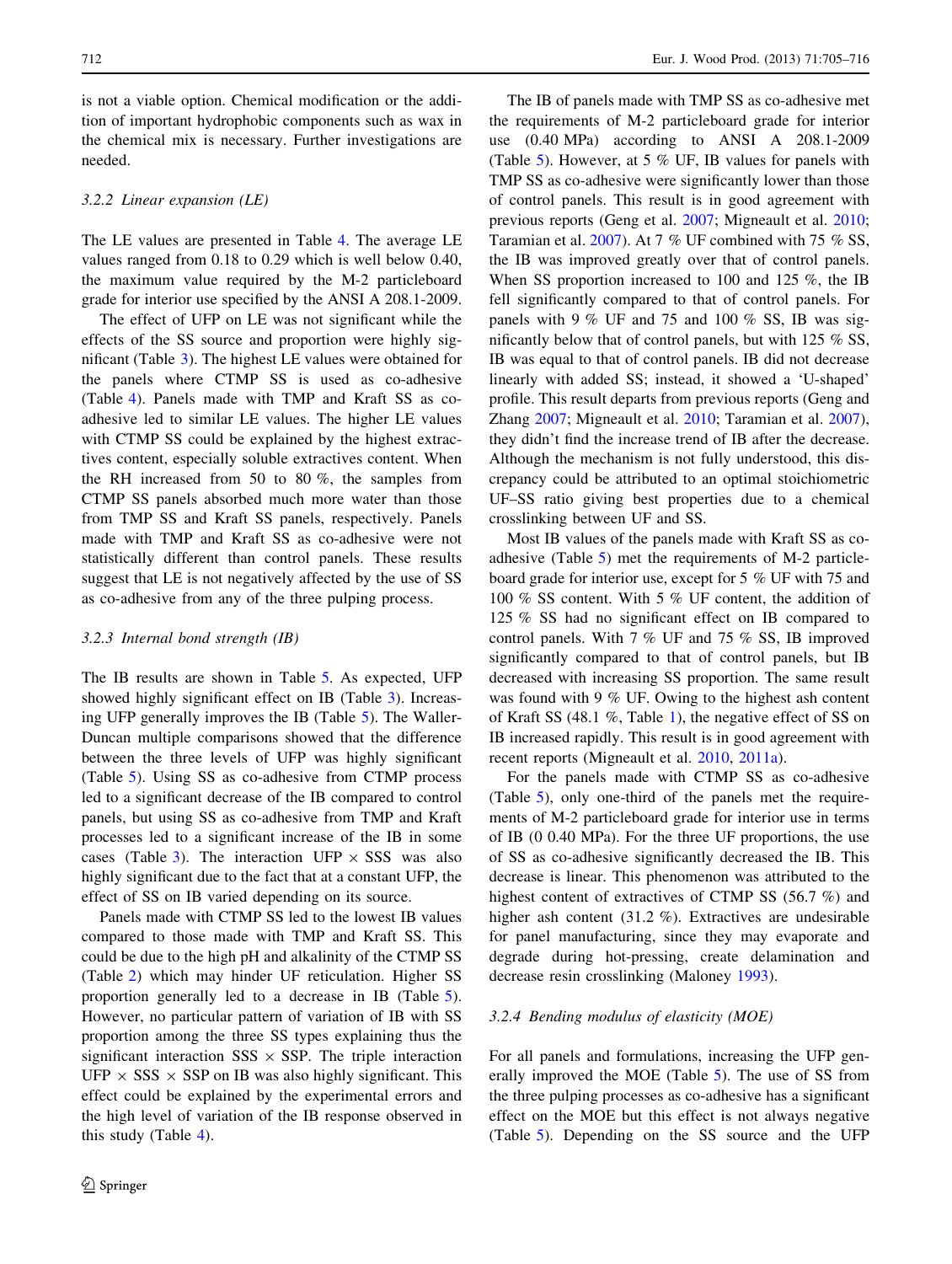is not a viable option. Chemical modification or the addition of important hydrophobic components such as wax in the chemical mix is necessary. Further investigations are needed.

### 3.2.2 Linear expansion (LE)

The LE values are presented in Table 4. The average LE values ranged from 0.18 to 0.29 which is well below 0.40, the maximum value required by the M-2 particleboard grade for interior use specified by the ANSI A 208.1-2009.

The effect of UFP on LE was not significant while the effects of the SS source and proportion were highly significant (Table 3). The highest LE values were obtained for the panels where CTMP SS is used as co-adhesive (Table 4). Panels made with TMP and Kraft SS as co-adhesive led to similar LE values. The higher LE values with CTMP SS could be explained by the highest extractives content, especially soluble extractives content. When the RH increased from 50 to 80 %, the samples from CTMP SS panels absorbed much more water than those from TMP SS and Kraft SS panels, respectively. Panels made with TMP and Kraft SS as co-adhesive were not statistically different than control panels. These results suggest that LE is not negatively affected by the use of SS as co-adhesive from any of the three pulping process.

### 3.2.3 Internal bond strength (IB)

The IB results are shown in Table 5. As expected, UFP showed highly significant effect on IB (Table 3). Increasing UFP generally improves the IB (Table 5). The Waller-Duncan multiple comparisons showed that the difference between the three levels of UFP was highly significant (Table 5). Using SS as co-adhesive from CTMP process led to a significant decrease of the IB compared to control panels, but using SS as co-adhesive from TMP and Kraft processes led to a significant increase of the IB in some cases (Table 3). The interaction UFP × SSS was also highly significant due to the fact that at a constant UFP, the effect of SS on IB varied depending on its source.

Panels made with CTMP SS led to the lowest IB values compared to those made with TMP and Kraft SS. This could be due to the high pH and alkalinity of the CTMP SS (Table 2) which may hinder UF reticulation. Higher SS proportion generally led to a decrease in IB (Table 5). However, no particular pattern of variation of IB with SS proportion among the three SS types explaining thus the significant interaction SSS × SSP. The triple interaction UFP × SSS × SSP on IB was also highly significant. This effect could be explained by the experimental errors and the high level of variation of the IB response observed in this study (Table 4).

The IB of panels made with TMP SS as co-adhesive met the requirements of M-2 particleboard grade for interior use (0.40 MPa) according to ANSI A 208.1-2009 (Table 5). However, at 5 % UF, IB values for panels with TMP SS as co-adhesive were significantly lower than those of control panels. This result is in good agreement with previous reports (Geng et al. 2007; Migneault et al. 2010; Taramian et al. 2007). At 7 % UF combined with 75 % SS, the IB was improved greatly over that of control panels. When SS proportion increased to 100 and 125 %, the IB fell significantly compared to that of control panels. For panels with 9 % UF and 75 and 100 % SS, IB was significantly below that of control panels, but with 125 % SS, IB was equal to that of control panels. IB did not decrease linearly with added SS; instead, it showed a 'U-shaped' profile. This result departs from previous reports (Geng and Zhang 2007; Migneault et al. 2010; Taramian et al. 2007), they didn't find the increase trend of IB after the decrease. Although the mechanism is not fully understood, this discrepancy could be attributed to an optimal stoichiometric UF–SS ratio giving best properties due to a chemical crosslinking between UF and SS.

Most IB values of the panels made with Kraft SS as co-adhesive (Table 5) met the requirements of M-2 particleboard grade for interior use, except for 5 % UF with 75 and 100 % SS content. With 5 % UF content, the addition of 125 % SS had no significant effect on IB compared to control panels. With 7 % UF and 75 % SS, IB improved significantly compared to that of control panels, but IB decreased with increasing SS proportion. The same result was found with 9 % UF. Owing to the highest ash content of Kraft SS (48.1 %, Table 1), the negative effect of SS on IB increased rapidly. This result is in good agreement with recent reports (Migneault et al. 2010, 2011a).

For the panels made with CTMP SS as co-adhesive (Table 5), only one-third of the panels met the requirements of M-2 particleboard grade for interior use in terms of IB (0 0.40 MPa). For the three UF proportions, the use of SS as co-adhesive significantly decreased the IB. This decrease is linear. This phenomenon was attributed to the highest content of extractives of CTMP SS (56.7 %) and higher ash content (31.2 %). Extractives are undesirable for panel manufacturing, since they may evaporate and degrade during hot-pressing, create delamination and decrease resin crosslinking (Maloney 1993).

### 3.2.4 Bending modulus of elasticity (MOE)

For all panels and formulations, increasing the UFP generally improved the MOE (Table 5). The use of SS from the three pulping processes as co-adhesive has a significant effect on the MOE but this effect is not always negative (Table 5). Depending on the SS source and the UFP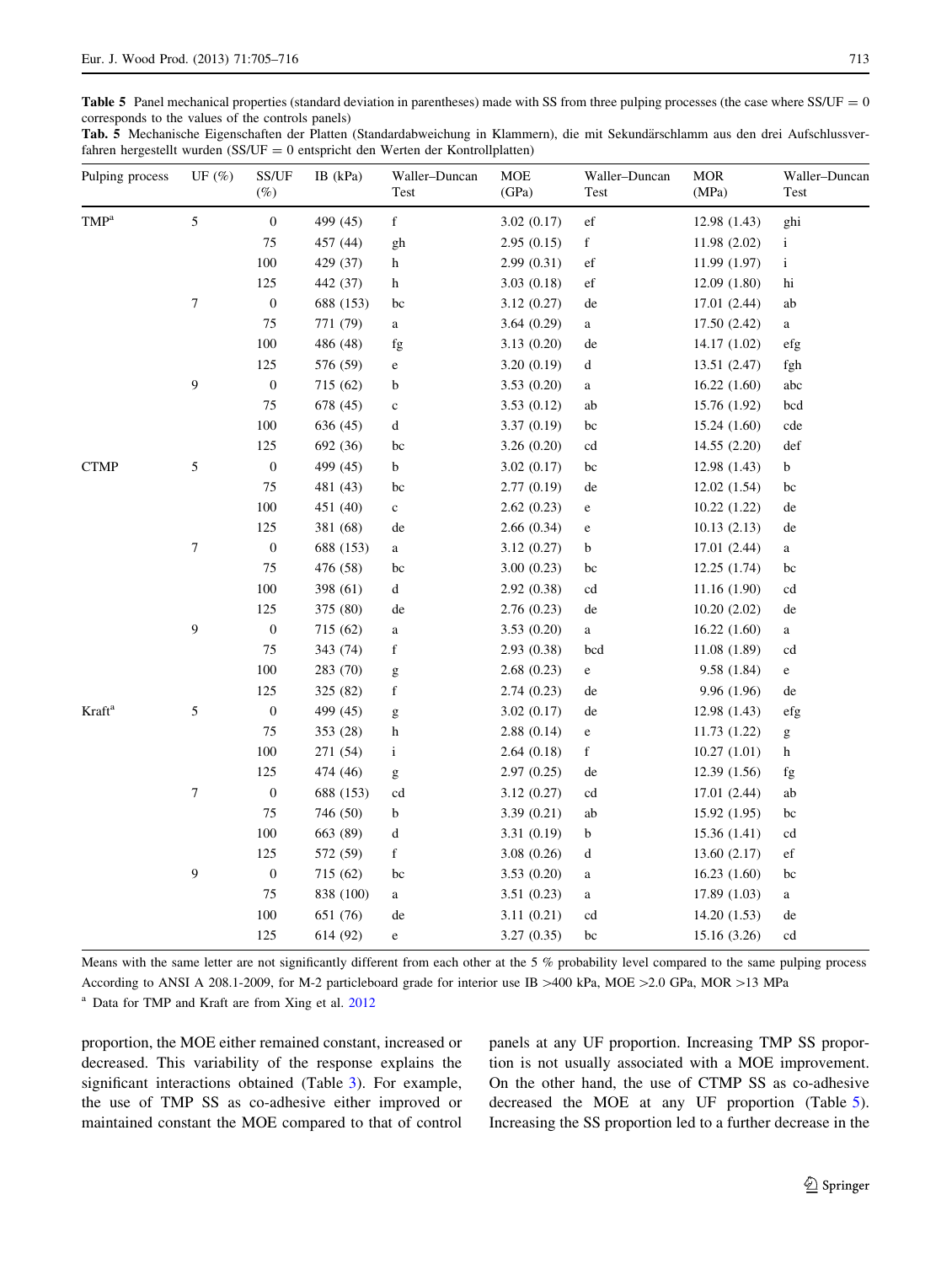**Table 5** Panel mechanical properties (standard deviation in parentheses) made with SS from three pulping processes (the case where SS/UF = 0 corresponds to the values of the controls panels)

**Tab. 5** Mechanische Eigenschaften der Platten (Standardabweichung in Klammern), die mit Sekundärschlamm aus den drei Aufschlussverfahren hergestellt wurden (SS/UF = 0 entspricht den Werten der Kontrollplatten)

| Pulping process | UF (%) | SS/UF (%) | IB (kPa) | Waller–Duncan Test | MOE (GPa) | Waller–Duncan Test | MOR (MPa) | Waller–Duncan Test |
|---|---|---|---|---|---|---|---|---|
| TMP[a] | 5 | 0 | 499 (45) | f | 3.02 (0.17) | ef | 12.98 (1.43) | ghi |
| | | 75 | 457 (44) | gh | 2.95 (0.15) | f | 11.98 (2.02) | i |
| | | 100 | 429 (37) | h | 2.99 (0.31) | ef | 11.99 (1.97) | i |
| | | 125 | 442 (37) | h | 3.03 (0.18) | ef | 12.09 (1.80) | hi |
| | 7 | 0 | 688 (153) | bc | 3.12 (0.27) | de | 17.01 (2.44) | ab |
| | | 75 | 771 (79) | a | 3.64 (0.29) | a | 17.50 (2.42) | a |
| | | 100 | 486 (48) | fg | 3.13 (0.20) | de | 14.17 (1.02) | efg |
| | | 125 | 576 (59) | e | 3.20 (0.19) | d | 13.51 (2.47) | fgh |
| | 9 | 0 | 715 (62) | b | 3.53 (0.20) | a | 16.22 (1.60) | abc |
| | | 75 | 678 (45) | c | 3.53 (0.12) | ab | 15.76 (1.92) | bcd |
| | | 100 | 636 (45) | d | 3.37 (0.19) | bc | 15.24 (1.60) | cde |
| | | 125 | 692 (36) | bc | 3.26 (0.20) | cd | 14.55 (2.20) | def |
| CTMP | 5 | 0 | 499 (45) | b | 3.02 (0.17) | bc | 12.98 (1.43) | b |
| | | 75 | 481 (43) | bc | 2.77 (0.19) | de | 12.02 (1.54) | bc |
| | | 100 | 451 (40) | c | 2.62 (0.23) | e | 10.22 (1.22) | de |
| | | 125 | 381 (68) | de | 2.66 (0.34) | e | 10.13 (2.13) | de |
| | 7 | 0 | 688 (153) | a | 3.12 (0.27) | b | 17.01 (2.44) | a |
| | | 75 | 476 (58) | bc | 3.00 (0.23) | bc | 12.25 (1.74) | bc |
| | | 100 | 398 (61) | d | 2.92 (0.38) | cd | 11.16 (1.90) | cd |
| | | 125 | 375 (80) | de | 2.76 (0.23) | de | 10.20 (2.02) | de |
| | 9 | 0 | 715 (62) | a | 3.53 (0.20) | a | 16.22 (1.60) | a |
| | | 75 | 343 (74) | f | 2.93 (0.38) | bcd | 11.08 (1.89) | cd |
| | | 100 | 283 (70) | g | 2.68 (0.23) | e | 9.58 (1.84) | e |
| | | 125 | 325 (82) | f | 2.74 (0.23) | de | 9.96 (1.96) | de |
| Kraft[a] | 5 | 0 | 499 (45) | g | 3.02 (0.17) | de | 12.98 (1.43) | efg |
| | | 75 | 353 (28) | h | 2.88 (0.14) | e | 11.73 (1.22) | g |
| | | 100 | 271 (54) | i | 2.64 (0.18) | f | 10.27 (1.01) | h |
| | | 125 | 474 (46) | g | 2.97 (0.25) | de | 12.39 (1.56) | fg |
| | 7 | 0 | 688 (153) | cd | 3.12 (0.27) | cd | 17.01 (2.44) | ab |
| | | 75 | 746 (50) | b | 3.39 (0.21) | ab | 15.92 (1.95) | bc |
| | | 100 | 663 (89) | d | 3.31 (0.19) | b | 15.36 (1.41) | cd |
| | | 125 | 572 (59) | f | 3.08 (0.26) | d | 13.60 (2.17) | ef |
| | 9 | 0 | 715 (62) | bc | 3.53 (0.20) | a | 16.23 (1.60) | bc |
| | | 75 | 838 (100) | a | 3.51 (0.23) | a | 17.89 (1.03) | a |
| | | 100 | 651 (76) | de | 3.11 (0.21) | cd | 14.20 (1.53) | de |
| | | 125 | 614 (92) | e | 3.27 (0.35) | bc | 15.16 (3.26) | cd |

Means with the same letter are not significantly different from each other at the 5 % probability level compared to the same pulping process

According to ANSI A 208.1-2009, for M-2 particleboard grade for interior use IB >400 kPa, MOE >2.0 GPa, MOR >13 MPa

[a] Data for TMP and Kraft are from Xing et al. 2012

proportion, the MOE either remained constant, increased or decreased. This variability of the response explains the significant interactions obtained (Table 3). For example, the use of TMP SS as co-adhesive either improved or maintained constant the MOE compared to that of control panels at any UF proportion. Increasing TMP SS proportion is not usually associated with a MOE improvement. On the other hand, the use of CTMP SS as co-adhesive decreased the MOE at any UF proportion (Table 5). Increasing the SS proportion led to a further decrease in the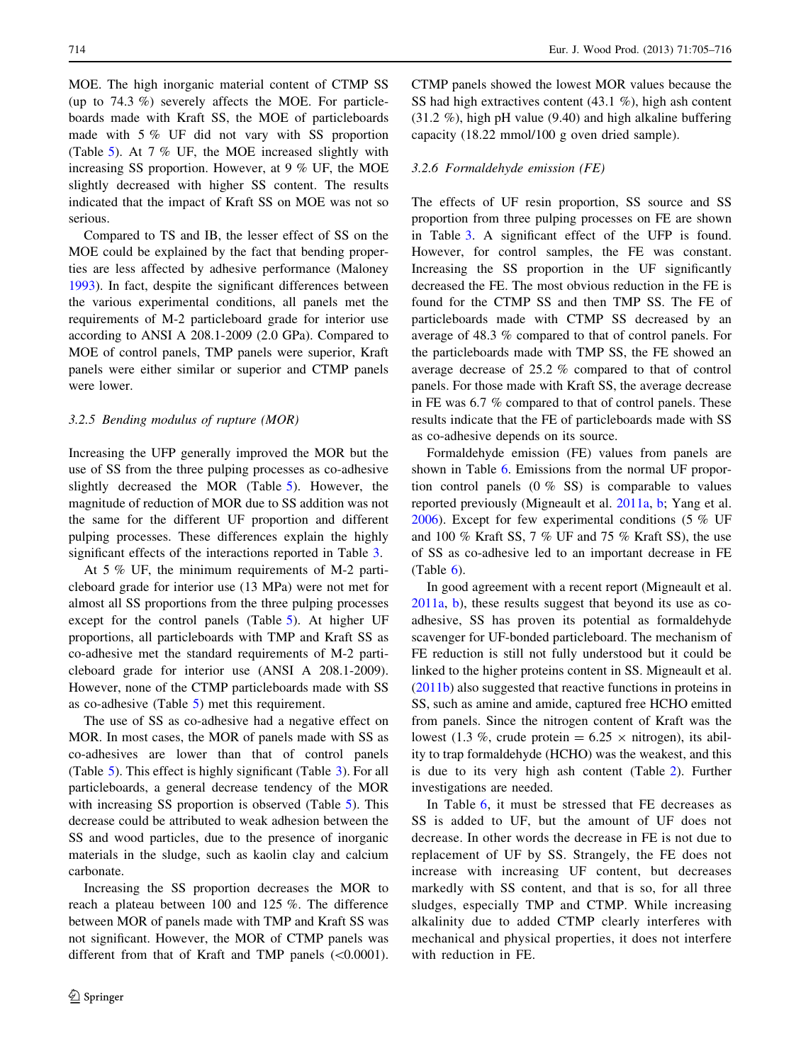MOE. The high inorganic material content of CTMP SS (up to 74.3 %) severely affects the MOE. For particleboards made with Kraft SS, the MOE of particleboards made with 5 % UF did not vary with SS proportion (Table 5). At 7 % UF, the MOE increased slightly with increasing SS proportion. However, at 9 % UF, the MOE slightly decreased with higher SS content. The results indicated that the impact of Kraft SS on MOE was not so serious.

Compared to TS and IB, the lesser effect of SS on the MOE could be explained by the fact that bending properties are less affected by adhesive performance (Maloney 1993). In fact, despite the significant differences between the various experimental conditions, all panels met the requirements of M-2 particleboard grade for interior use according to ANSI A 208.1-2009 (2.0 GPa). Compared to MOE of control panels, TMP panels were superior, Kraft panels were either similar or superior and CTMP panels were lower.

### 3.2.5 Bending modulus of rupture (MOR)

Increasing the UFP generally improved the MOR but the use of SS from the three pulping processes as co-adhesive slightly decreased the MOR (Table 5). However, the magnitude of reduction of MOR due to SS addition was not the same for the different UF proportion and different pulping processes. These differences explain the highly significant effects of the interactions reported in Table 3.

At 5 % UF, the minimum requirements of M-2 particleboard grade for interior use (13 MPa) were not met for almost all SS proportions from the three pulping processes except for the control panels (Table 5). At higher UF proportions, all particleboards with TMP and Kraft SS as co-adhesive met the standard requirements of M-2 particleboard grade for interior use (ANSI A 208.1-2009). However, none of the CTMP particleboards made with SS as co-adhesive (Table 5) met this requirement.

The use of SS as co-adhesive had a negative effect on MOR. In most cases, the MOR of panels made with SS as co-adhesives are lower than that of control panels (Table 5). This effect is highly significant (Table 3). For all particleboards, a general decrease tendency of the MOR with increasing SS proportion is observed (Table 5). This decrease could be attributed to weak adhesion between the SS and wood particles, due to the presence of inorganic materials in the sludge, such as kaolin clay and calcium carbonate.

Increasing the SS proportion decreases the MOR to reach a plateau between 100 and 125 %. The difference between MOR of panels made with TMP and Kraft SS was not significant. However, the MOR of CTMP panels was different from that of Kraft and TMP panels ($<0.0001$). CTMP panels showed the lowest MOR values because the SS had high extractives content (43.1 %), high ash content (31.2 %), high pH value (9.40) and high alkaline buffering capacity (18.22 mmol/100 g oven dried sample).

### 3.2.6 Formaldehyde emission (FE)

The effects of UF resin proportion, SS source and SS proportion from three pulping processes on FE are shown in Table 3. A significant effect of the UFP is found. However, for control samples, the FE was constant. Increasing the SS proportion in the UF significantly decreased the FE. The most obvious reduction in the FE is found for the CTMP SS and then TMP SS. The FE of particleboards made with CTMP SS decreased by an average of 48.3 % compared to that of control panels. For the particleboards made with TMP SS, the FE showed an average decrease of 25.2 % compared to that of control panels. For those made with Kraft SS, the average decrease in FE was 6.7 % compared to that of control panels. These results indicate that the FE of particleboards made with SS as co-adhesive depends on its source.

Formaldehyde emission (FE) values from panels are shown in Table 6. Emissions from the normal UF proportion control panels (0 % SS) is comparable to values reported previously (Migneault et al. 2011a, b; Yang et al. 2006). Except for few experimental conditions (5 % UF and 100 % Kraft SS, 7 % UF and 75 % Kraft SS), the use of SS as co-adhesive led to an important decrease in FE (Table 6).

In good agreement with a recent report (Migneault et al. 2011a, b), these results suggest that beyond its use as co-adhesive, SS has proven its potential as formaldehyde scavenger for UF-bonded particleboard. The mechanism of FE reduction is still not fully understood but it could be linked to the higher proteins content in SS. Migneault et al. (2011b) also suggested that reactive functions in proteins in SS, such as amine and amide, captured free HCHO emitted from panels. Since the nitrogen content of Kraft was the lowest (1.3 %, crude protein = 6.25 × nitrogen), its ability to trap formaldehyde (HCHO) was the weakest, and this is due to its very high ash content (Table 2). Further investigations are needed.

In Table 6, it must be stressed that FE decreases as SS is added to UF, but the amount of UF does not decrease. In other words the decrease in FE is not due to replacement of UF by SS. Strangely, the FE does not increase with increasing UF content, but decreases markedly with SS content, and that is so, for all three sludges, especially TMP and CTMP. While increasing alkalinity due to added CTMP clearly interferes with mechanical and physical properties, it does not interfere with reduction in FE.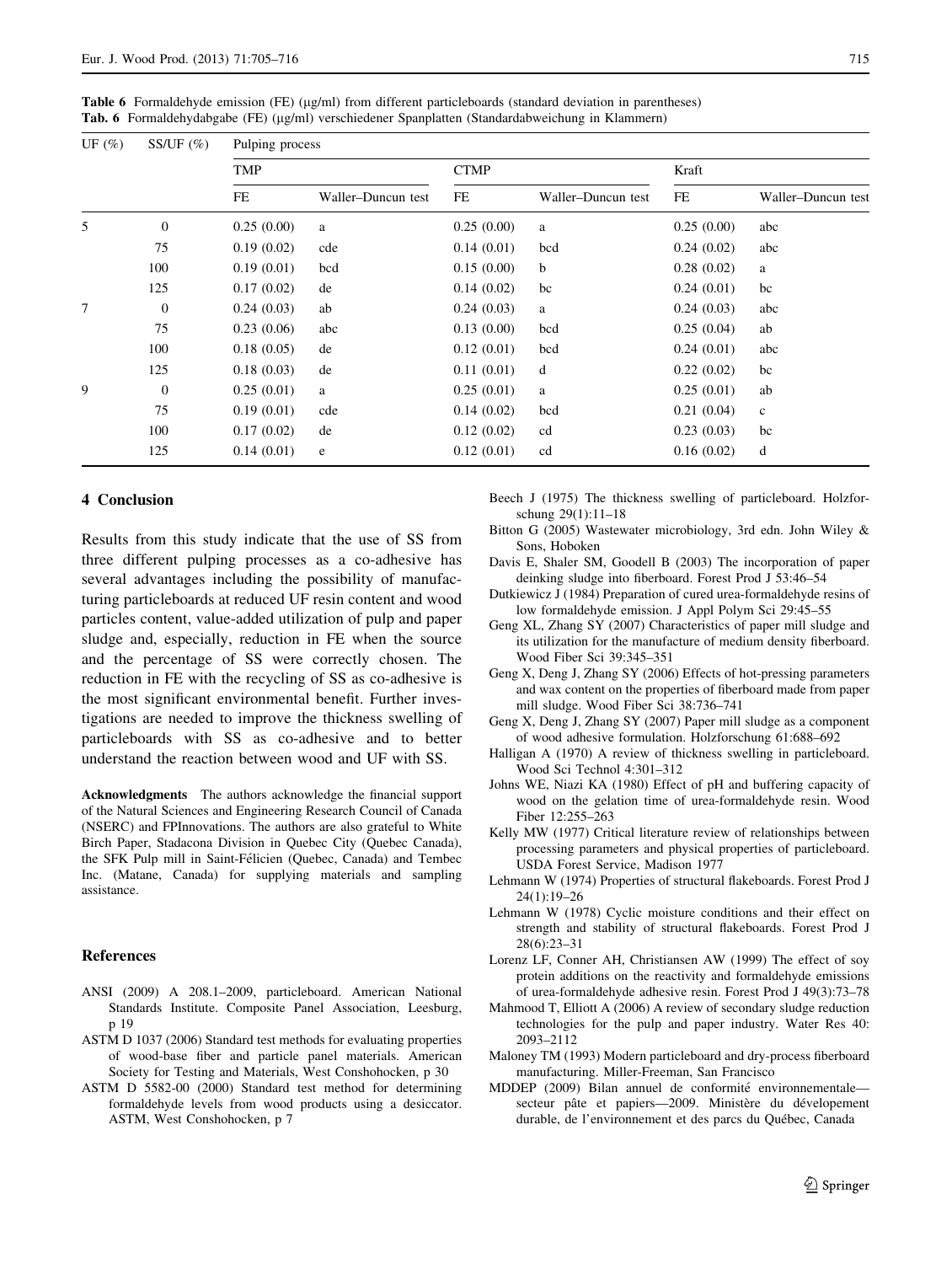**Table 6** Formaldehyde emission (FE) (µg/ml) from different particleboards (standard deviation in parentheses)

**Tab. 6** Formaldehydabgabe (FE) (µg/ml) verschiedener Spanplatten (Standardabweichung in Klammern)

| UF (%) | SS/UF (%) | Pulping process | | | | | |
|---|---|---|---|---|---|---|---|
| | | TMP | | CTMP | | Kraft | |
| | | FE | Waller–Duncun test | FE | Waller–Duncun test | FE | Waller–Duncun test |
| 5 | 0 | 0.25 (0.00) | a | 0.25 (0.00) | a | 0.25 (0.00) | abc |
| | 75 | 0.19 (0.02) | cde | 0.14 (0.01) | bcd | 0.24 (0.02) | abc |
| | 100 | 0.19 (0.01) | bcd | 0.15 (0.00) | b | 0.28 (0.02) | a |
| | 125 | 0.17 (0.02) | de | 0.14 (0.02) | bc | 0.24 (0.01) | bc |
| 7 | 0 | 0.24 (0.03) | ab | 0.24 (0.03) | a | 0.24 (0.03) | abc |
| | 75 | 0.23 (0.06) | abc | 0.13 (0.00) | bcd | 0.25 (0.04) | ab |
| | 100 | 0.18 (0.05) | de | 0.12 (0.01) | bcd | 0.24 (0.01) | abc |
| | 125 | 0.18 (0.03) | de | 0.11 (0.01) | d | 0.22 (0.02) | bc |
| 9 | 0 | 0.25 (0.01) | a | 0.25 (0.01) | a | 0.25 (0.01) | ab |
| | 75 | 0.19 (0.01) | cde | 0.14 (0.02) | bcd | 0.21 (0.04) | c |
| | 100 | 0.17 (0.02) | de | 0.12 (0.02) | cd | 0.23 (0.03) | bc |
| | 125 | 0.14 (0.01) | e | 0.12 (0.01) | cd | 0.16 (0.02) | d |

## 4 Conclusion

Results from this study indicate that the use of SS from three different pulping processes as a co-adhesive has several advantages including the possibility of manufacturing particleboards at reduced UF resin content and wood particles content, value-added utilization of pulp and paper sludge and, especially, reduction in FE when the source and the percentage of SS were correctly chosen. The reduction in FE with the recycling of SS as co-adhesive is the most significant environmental benefit. Further investigations are needed to improve the thickness swelling of particleboards with SS as co-adhesive and to better understand the reaction between wood and UF with SS.

**Acknowledgments** The authors acknowledge the financial support of the Natural Sciences and Engineering Research Council of Canada (NSERC) and FPInnovations. The authors are also grateful to White Birch Paper, Stadacona Division in Quebec City (Quebec Canada), the SFK Pulp mill in Saint-Félicien (Quebec, Canada) and Tembec Inc. (Matane, Canada) for supplying materials and sampling assistance.

## References

ANSI (2009) A 208.1–2009, particleboard. American National Standards Institute. Composite Panel Association, Leesburg, p 19

ASTM D 1037 (2006) Standard test methods for evaluating properties of wood-base fiber and particle panel materials. American Society for Testing and Materials, West Conshohocken, p 30

ASTM D 5582-00 (2000) Standard test method for determining formaldehyde levels from wood products using a desiccator. ASTM, West Conshohocken, p 7

Beech J (1975) The thickness swelling of particleboard. Holzforschung 29(1):11–18

Bitton G (2005) Wastewater microbiology, 3rd edn. John Wiley & Sons, Hoboken

Davis E, Shaler SM, Goodell B (2003) The incorporation of paper deinking sludge into fiberboard. Forest Prod J 53:46–54

Dutkiewicz J (1984) Preparation of cured urea-formaldehyde resins of low formaldehyde emission. J Appl Polym Sci 29:45–55

Geng XL, Zhang SY (2007) Characteristics of paper mill sludge and its utilization for the manufacture of medium density fiberboard. Wood Fiber Sci 39:345–351

Geng X, Deng J, Zhang SY (2006) Effects of hot-pressing parameters and wax content on the properties of fiberboard made from paper mill sludge. Wood Fiber Sci 38:736–741

Geng X, Deng J, Zhang SY (2007) Paper mill sludge as a component of wood adhesive formulation. Holzforschung 61:688–692

Halligan A (1970) A review of thickness swelling in particleboard. Wood Sci Technol 4:301–312

Johns WE, Niazi KA (1980) Effect of pH and buffering capacity of wood on the gelation time of urea-formaldehyde resin. Wood Fiber 12:255–263

Kelly MW (1977) Critical literature review of relationships between processing parameters and physical properties of particleboard. USDA Forest Service, Madison 1977

Lehmann W (1974) Properties of structural flakeboards. Forest Prod J 24(1):19–26

Lehmann W (1978) Cyclic moisture conditions and their effect on strength and stability of structural flakeboards. Forest Prod J 28(6):23–31

Lorenz LF, Conner AH, Christiansen AW (1999) The effect of soy protein additions on the reactivity and formaldehyde emissions of urea-formaldehyde adhesive resin. Forest Prod J 49(3):73–78

Mahmood T, Elliott A (2006) A review of secondary sludge reduction technologies for the pulp and paper industry. Water Res 40: 2093–2112

Maloney TM (1993) Modern particleboard and dry-process fiberboard manufacturing. Miller-Freeman, San Francisco

MDDEP (2009) Bilan annuel de conformité environnementale—secteur pâte et papiers—2009. Ministère du dévelopement durable, de l'environnement et des parcs du Québec, Canada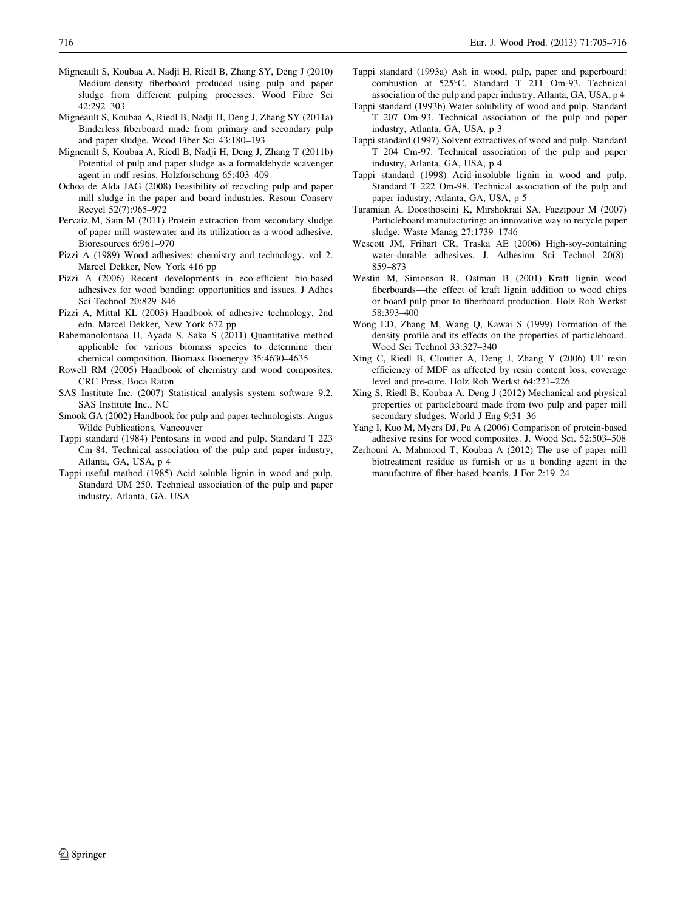Migneault S, Koubaa A, Nadji H, Riedl B, Zhang SY, Deng J (2010) Medium-density fiberboard produced using pulp and paper sludge from different pulping processes. Wood Fibre Sci 42:292–303

Migneault S, Koubaa A, Riedl B, Nadji H, Deng J, Zhang SY (2011a) Binderless fiberboard made from primary and secondary pulp and paper sludge. Wood Fiber Sci 43:180–193

Migneault S, Koubaa A, Riedl B, Nadji H, Deng J, Zhang T (2011b) Potential of pulp and paper sludge as a formaldehyde scavenger agent in mdf resins. Holzforschung 65:403–409

Ochoa de Alda JAG (2008) Feasibility of recycling pulp and paper mill sludge in the paper and board industries. Resour Conserv Recycl 52(7):965–972

Pervaiz M, Sain M (2011) Protein extraction from secondary sludge of paper mill wastewater and its utilization as a wood adhesive. Bioresources 6:961–970

Pizzi A (1989) Wood adhesives: chemistry and technology, vol 2. Marcel Dekker, New York 416 pp

Pizzi A (2006) Recent developments in eco-efficient bio-based adhesives for wood bonding: opportunities and issues. J Adhes Sci Technol 20:829–846

Pizzi A, Mittal KL (2003) Handbook of adhesive technology, 2nd edn. Marcel Dekker, New York 672 pp

Rabemanolontsoa H, Ayada S, Saka S (2011) Quantitative method applicable for various biomass species to determine their chemical composition. Biomass Bioenergy 35:4630–4635

Rowell RM (2005) Handbook of chemistry and wood composites. CRC Press, Boca Raton

SAS Institute Inc. (2007) Statistical analysis system software 9.2. SAS Institute Inc., NC

Smook GA (2002) Handbook for pulp and paper technologists. Angus Wilde Publications, Vancouver

Tappi standard (1984) Pentosans in wood and pulp. Standard T 223 Cm-84. Technical association of the pulp and paper industry, Atlanta, GA, USA, p 4

Tappi useful method (1985) Acid soluble lignin in wood and pulp. Standard UM 250. Technical association of the pulp and paper industry, Atlanta, GA, USA

Tappi standard (1993a) Ash in wood, pulp, paper and paperboard: combustion at 525°C. Standard T 211 Om-93. Technical association of the pulp and paper industry, Atlanta, GA, USA, p 4

Tappi standard (1993b) Water solubility of wood and pulp. Standard T 207 Om-93. Technical association of the pulp and paper industry, Atlanta, GA, USA, p 3

Tappi standard (1997) Solvent extractives of wood and pulp. Standard T 204 Cm-97. Technical association of the pulp and paper industry, Atlanta, GA, USA, p 4

Tappi standard (1998) Acid-insoluble lignin in wood and pulp. Standard T 222 Om-98. Technical association of the pulp and paper industry, Atlanta, GA, USA, p 5

Taramian A, Doosthoseini K, Mirshokraii SA, Faezipour M (2007) Particleboard manufacturing: an innovative way to recycle paper sludge. Waste Manag 27:1739–1746

Wescott JM, Frihart CR, Traska AE (2006) High-soy-containing water-durable adhesives. J. Adhesion Sci Technol 20(8): 859–873

Westin M, Simonson R, Ostman B (2001) Kraft lignin wood fiberboards—the effect of kraft lignin addition to wood chips or board pulp prior to fiberboard production. Holz Roh Werkst 58:393–400

Wong ED, Zhang M, Wang Q, Kawai S (1999) Formation of the density profile and its effects on the properties of particleboard. Wood Sci Technol 33:327–340

Xing C, Riedl B, Cloutier A, Deng J, Zhang Y (2006) UF resin efficiency of MDF as affected by resin content loss, coverage level and pre-cure. Holz Roh Werkst 64:221–226

Xing S, Riedl B, Koubaa A, Deng J (2012) Mechanical and physical properties of particleboard made from two pulp and paper mill secondary sludges. World J Eng 9:31–36

Yang I, Kuo M, Myers DJ, Pu A (2006) Comparison of protein-based adhesive resins for wood composites. J. Wood Sci. 52:503–508

Zerhouni A, Mahmood T, Koubaa A (2012) The use of paper mill biotreatment residue as furnish or as a bonding agent in the manufacture of fiber-based boards. J For 2:19–24